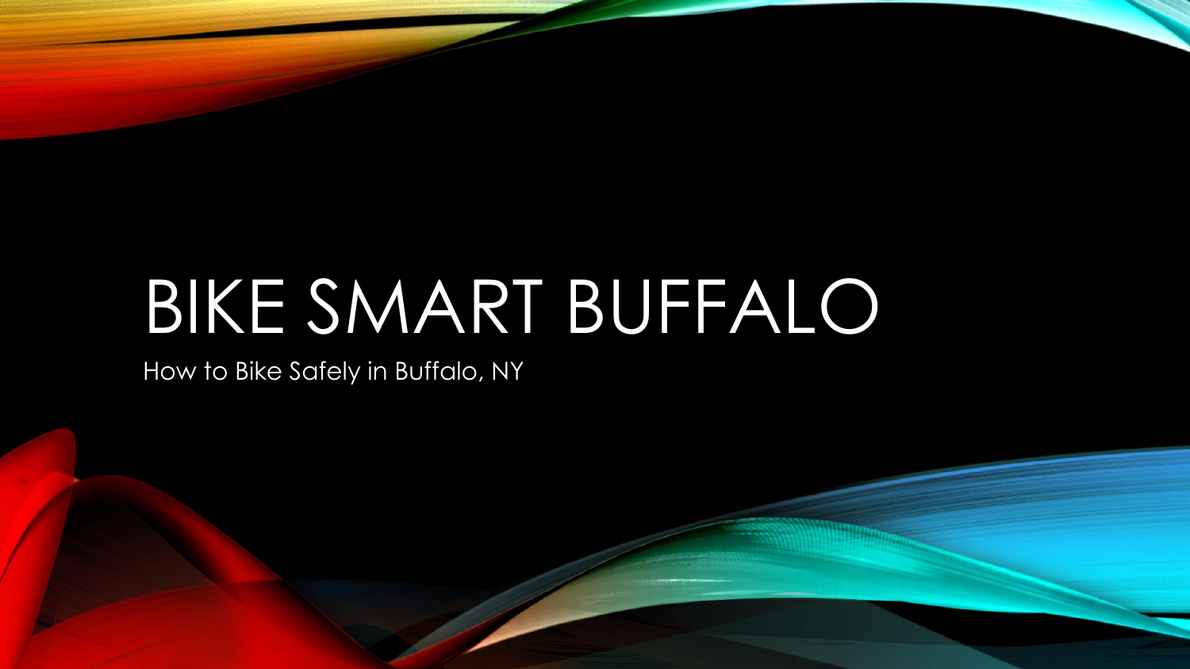# BIKE SMART BUFFALO

How to Bike Safely in Buffalo, NY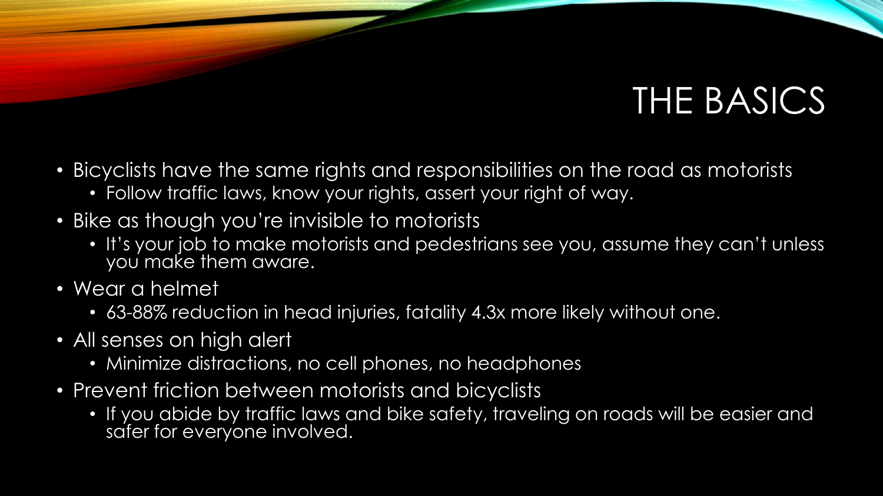# THE BASICS

- Bicyclists have the same rights and responsibilities on the road as motorists
  - Follow traffic laws, know your rights, assert your right of way.
- Bike as though you're invisible to motorists
  - It's your job to make motorists and pedestrians see you, assume they can't unless you make them aware.
- Wear a helmet
  - 63-88% reduction in head injuries, fatality 4.3x more likely without one.
- All senses on high alert
  - Minimize distractions, no cell phones, no headphones
- Prevent friction between motorists and bicyclists
  - If you abide by traffic laws and bike safety, traveling on roads will be easier and safer for everyone involved.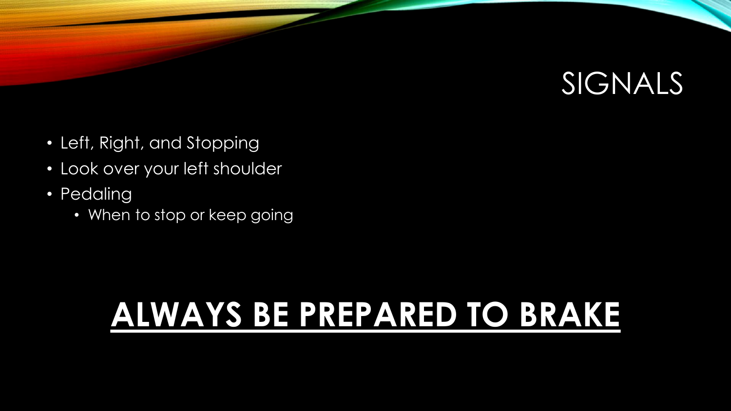# SIGNALS

- Left, Right, and Stopping
- Look over your left shoulder
- Pedaling
  - When to stop or keep going

**<u>ALWAYS BE PREPARED TO BRAKE</u>**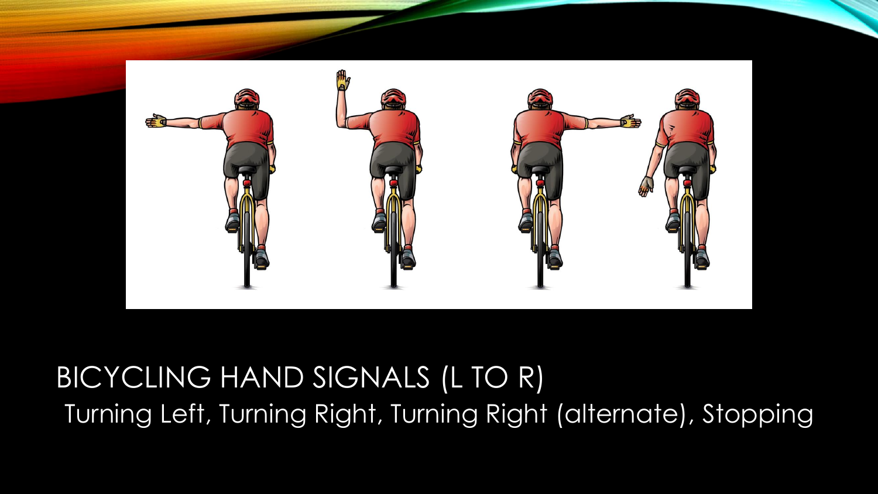# BICYCLING HAND SIGNALS (L TO R)

Turning Left, Turning Right, Turning Right (alternate), Stopping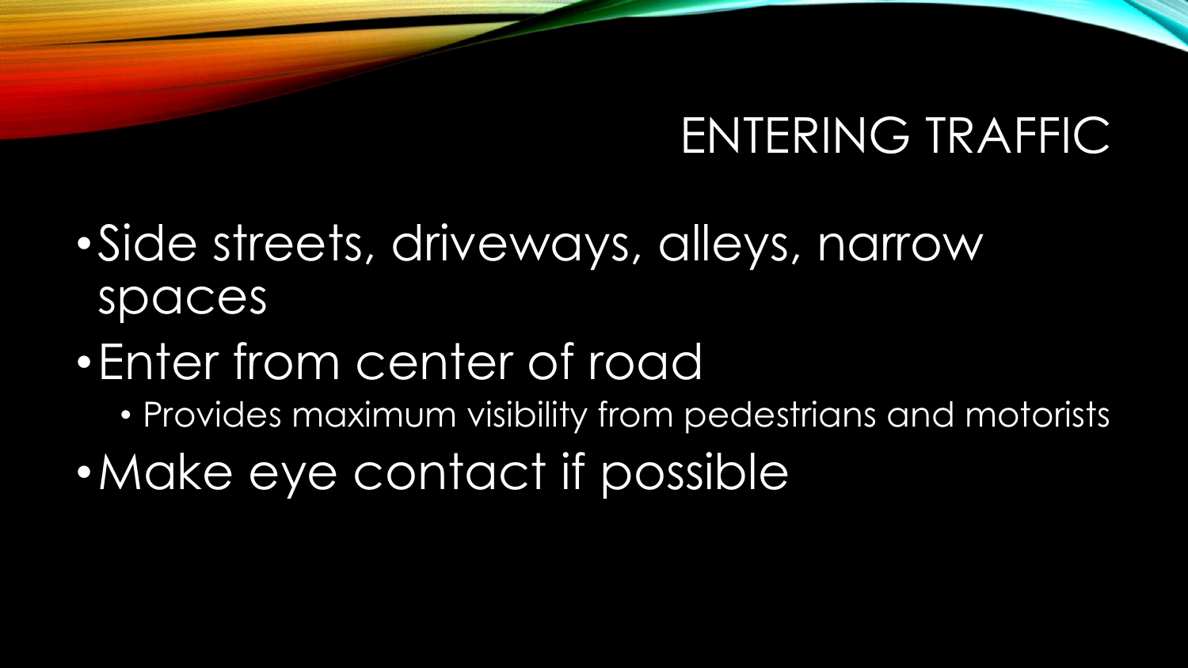# ENTERING TRAFFIC

- Side streets, driveways, alleys, narrow spaces
- Enter from center of road
  - Provides maximum visibility from pedestrians and motorists
- Make eye contact if possible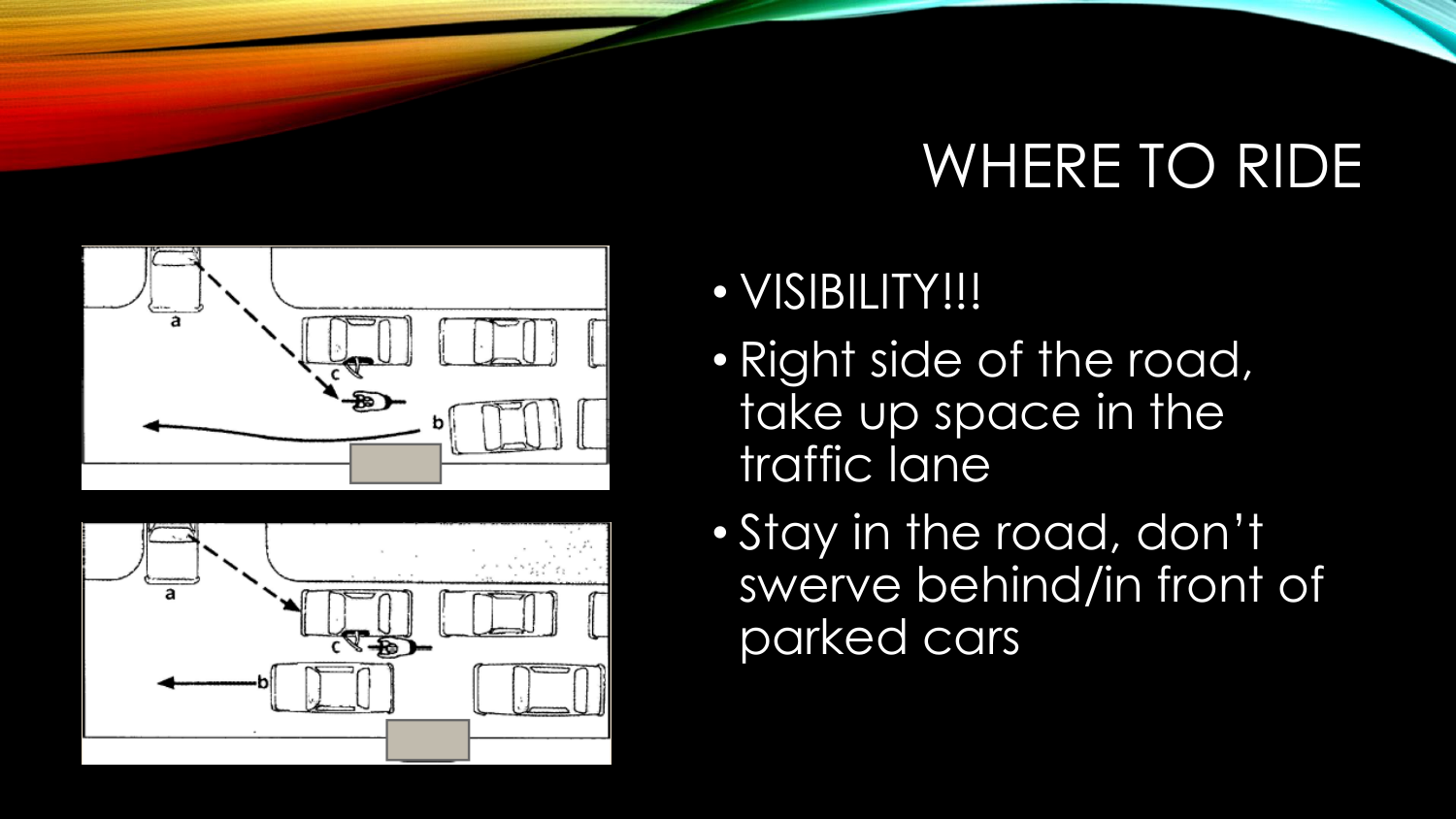# WHERE TO RIDE

- VISIBILITY!!!
- Right side of the road, take up space in the traffic lane
- Stay in the road, don't swerve behind/in front of parked cars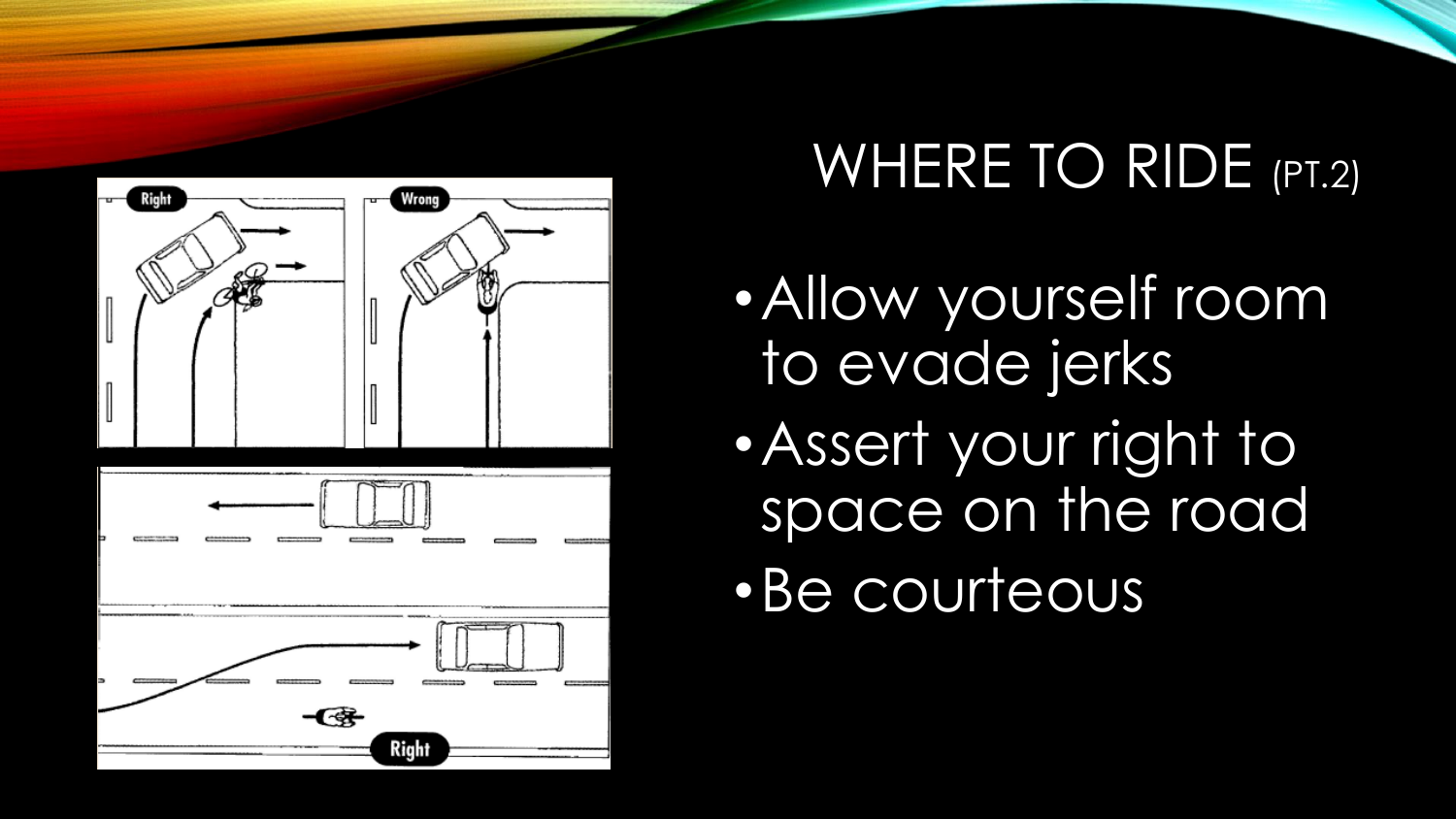# WHERE TO RIDE (PT.2)

- Allow yourself room to evade jerks
- Assert your right to space on the road
- Be courteous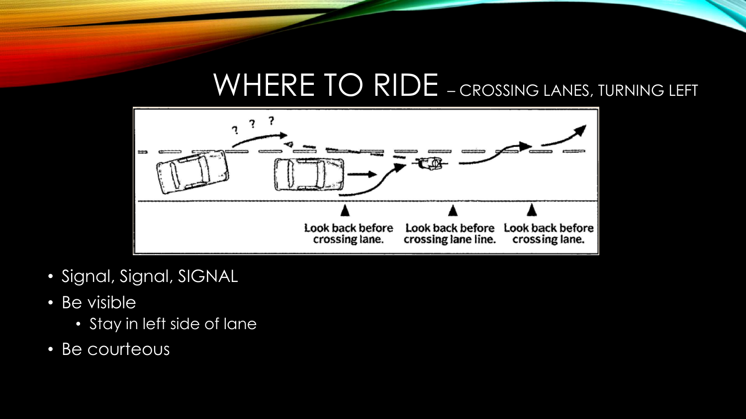# WHERE TO RIDE – CROSSING LANES, TURNING LEFT

Look back before crossing lane.

Look back before crossing lane line.

Look back before crossing lane.

- Signal, Signal, SIGNAL
- Be visible
  - Stay in left side of lane
- Be courteous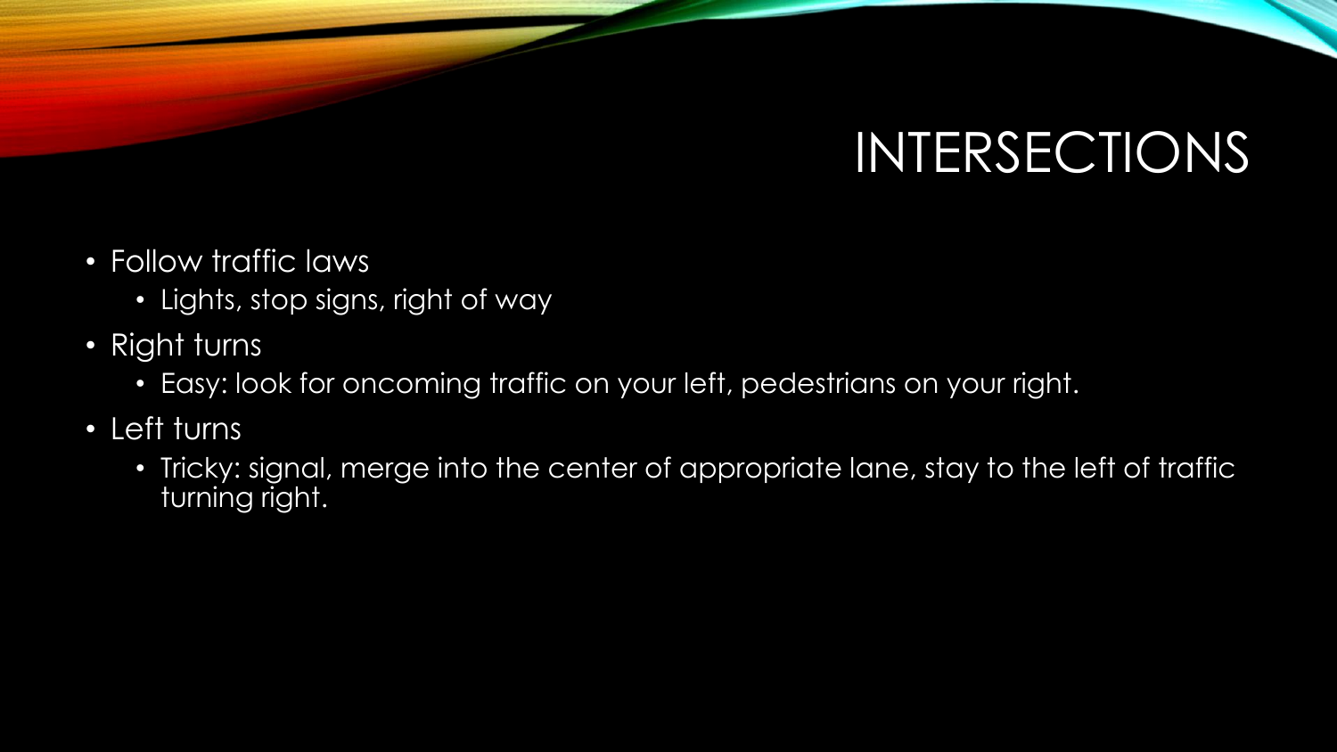# INTERSECTIONS

- Follow traffic laws
  - Lights, stop signs, right of way
- Right turns
  - Easy: look for oncoming traffic on your left, pedestrians on your right.
- Left turns
  - Tricky: signal, merge into the center of appropriate lane, stay to the left of traffic turning right.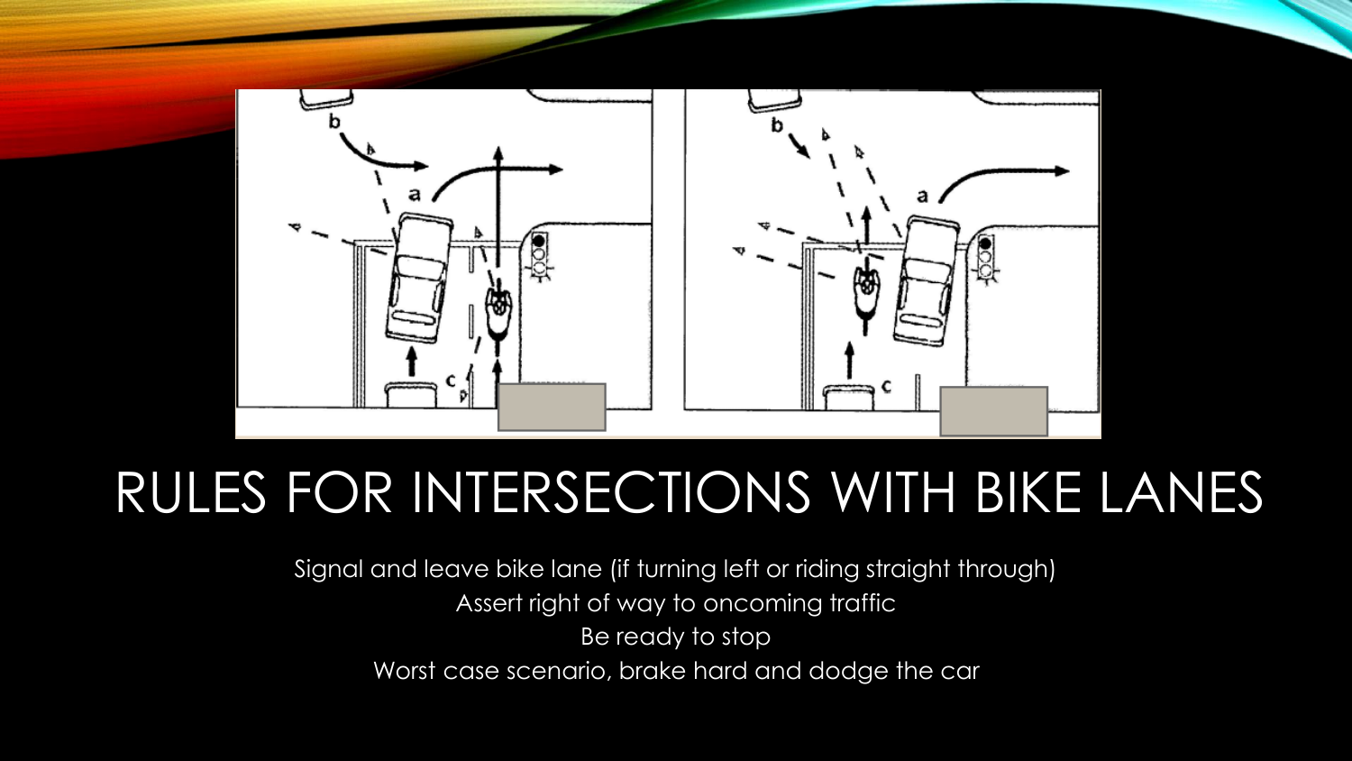# RULES FOR INTERSECTIONS WITH BIKE LANES

Signal and leave bike lane (if turning left or riding straight through)

Assert right of way to oncoming traffic

Be ready to stop

Worst case scenario, brake hard and dodge the car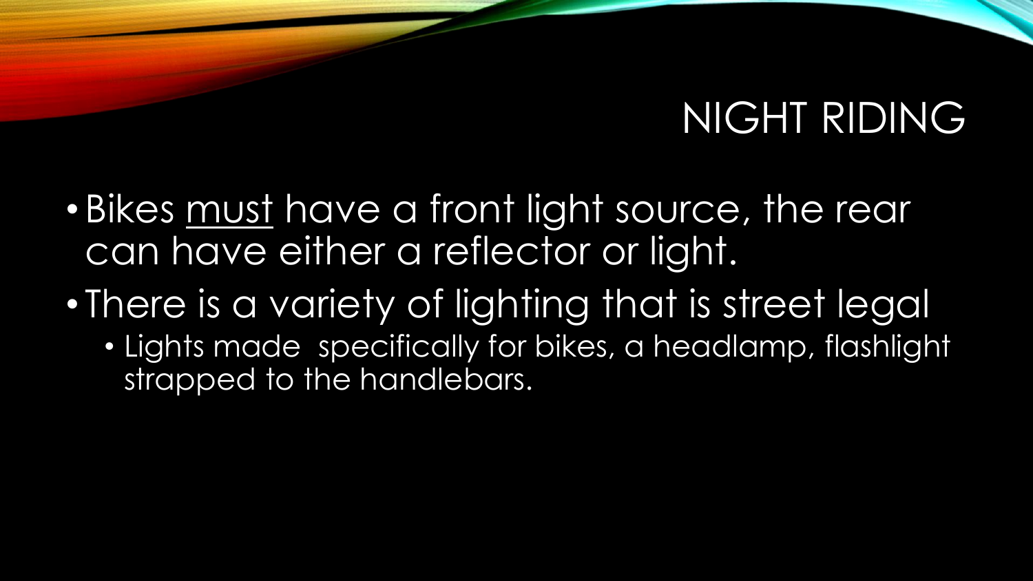# NIGHT RIDING

- Bikes <u>must</u> have a front light source, the rear can have either a reflector or light.
- There is a variety of lighting that is street legal
  - Lights made specifically for bikes, a headlamp, flashlight strapped to the handlebars.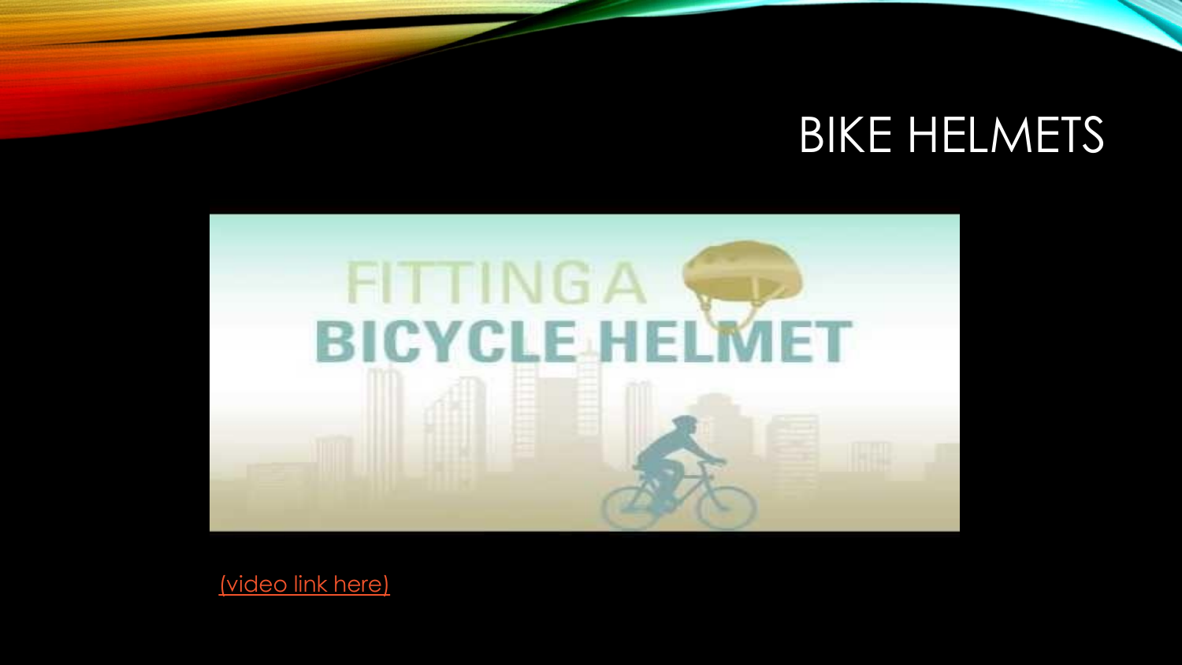# BIKE HELMETS

FITTING A BICYCLE HELMET

(video link here)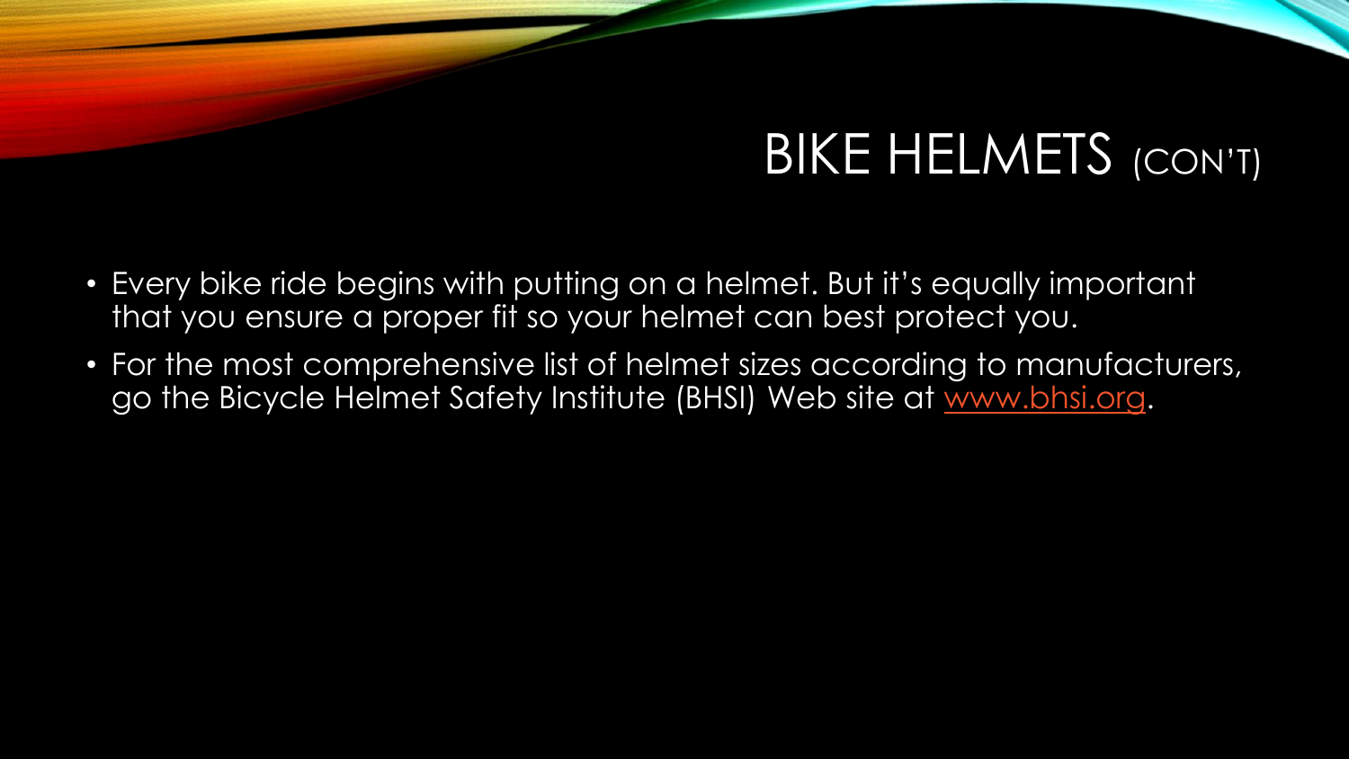# BIKE HELMETS (CON'T)

- Every bike ride begins with putting on a helmet. But it's equally important that you ensure a proper fit so your helmet can best protect you.
- For the most comprehensive list of helmet sizes according to manufacturers, go the Bicycle Helmet Safety Institute (BHSI) Web site at [www.bhsi.org](http://www.bhsi.org).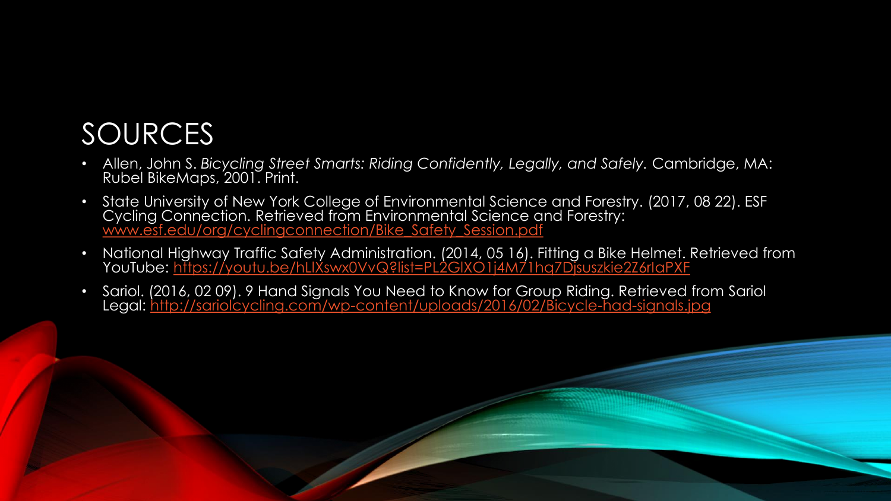# SOURCES

- Allen, John S. *Bicycling Street Smarts: Riding Confidently, Legally, and Safely.* Cambridge, MA: Rubel BikeMaps, 2001. Print.
- State University of New York College of Environmental Science and Forestry. (2017, 08 22). ESF Cycling Connection. Retrieved from Environmental Science and Forestry: [www.esf.edu/org/cyclingconnection/Bike_Safety_Session.pdf](www.esf.edu/org/cyclingconnection/Bike_Safety_Session.pdf)
- National Highway Traffic Safety Administration. (2014, 05 16). Fitting a Bike Helmet. Retrieved from YouTube: [https://youtu.be/hLlXswx0VvQ?list=PL2GlXO1j4M71hq7Djsuszkie2Z6rlaPXF](https://youtu.be/hLlXswx0VvQ?list=PL2GlXO1j4M71hq7Djsuszkie2Z6rlaPXF)
- Sariol. (2016, 02 09). 9 Hand Signals You Need to Know for Group Riding. Retrieved from Sariol Legal: [http://sariolcycling.com/wp-content/uploads/2016/02/Bicycle-had-signals.jpg](http://sariolcycling.com/wp-content/uploads/2016/02/Bicycle-had-signals.jpg)